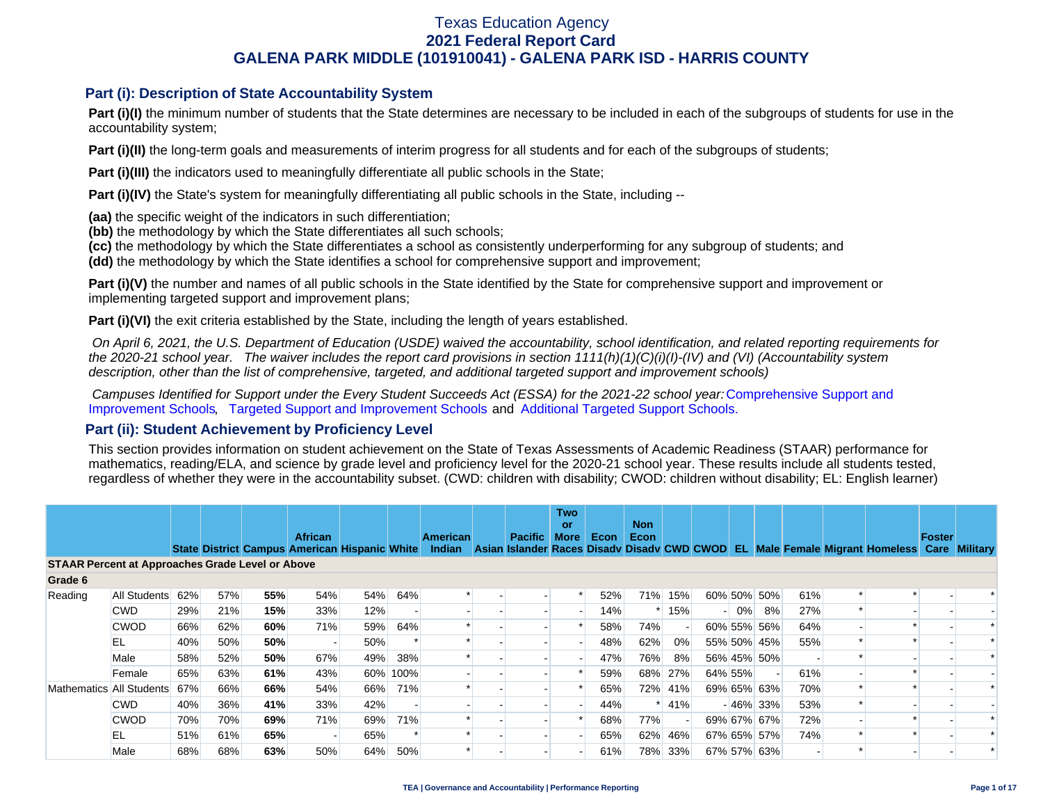# Texas Education Agency
## 2021 Federal Report Card
## GALENA PARK MIDDLE (101910041) - GALENA PARK ISD - HARRIS COUNTY

### Part (i): Description of State Accountability System

**Part (i)(I)** the minimum number of students that the State determines are necessary to be included in each of the subgroups of students for use in the accountability system;

**Part (i)(II)** the long-term goals and measurements of interim progress for all students and for each of the subgroups of students;

**Part (i)(III)** the indicators used to meaningfully differentiate all public schools in the State;

**Part (i)(IV)** the State's system for meaningfully differentiating all public schools in the State, including --

**(aa)** the specific weight of the indicators in such differentiation;
**(bb)** the methodology by which the State differentiates all such schools;
**(cc)** the methodology by which the State differentiates a school as consistently underperforming for any subgroup of students; and
**(dd)** the methodology by which the State identifies a school for comprehensive support and improvement;

**Part (i)(V)** the number and names of all public schools in the State identified by the State for comprehensive support and improvement or implementing targeted support and improvement plans;

**Part (i)(VI)** the exit criteria established by the State, including the length of years established.

*On April 6, 2021, the U.S. Department of Education (USDE) waived the accountability, school identification, and related reporting requirements for the 2020-21 school year. The waiver includes the report card provisions in section 1111(h)(1)(C)(i)(I)-(IV) and (VI) (Accountability system description, other than the list of comprehensive, targeted, and additional targeted support and improvement schools)*

*Campuses Identified for Support under the Every Student Succeeds Act (ESSA) for the 2021-22 school year:* Comprehensive Support and Improvement Schools, Targeted Support and Improvement Schools and Additional Targeted Support Schools.

### Part (ii): Student Achievement by Proficiency Level

This section provides information on student achievement on the State of Texas Assessments of Academic Readiness (STAAR) performance for mathematics, reading/ELA, and science by grade level and proficiency level for the 2020-21 school year. These results include all students tested, regardless of whether they were in the accountability subset. (CWD: children with disability; CWOD: children without disability; EL: English learner)

| | | State | District | Campus | African American | Hispanic | White | American Indian | Asian | Pacific Islander | Two or More Races | Econ Disadv | Non Econ Disadv | CWD | CWOD | EL | Male | Female | Migrant | Homeless | Foster Care | Military |
|---|---|---|---|---|---|---|---|---|---|---|---|---|---|---|---|---|---|---|---|---|---|---|
| **STAAR Percent at Approaches Grade Level or Above** | | | | | | | | | | | | | | | | | | | | | | |
| **Grade 6** | | | | | | | | | | | | | | | | | | | | | | |
| Reading | All Students | 62% | 57% | **55%** | 54% | 54% | 64% | * | - | - | * | 52% | 71% | 15% | 60% | 50% | 50% | 61% | * | * | - | * |
| | CWD | 29% | 21% | **15%** | 33% | 12% | - | - | - | - | - | 14% | * | 15% | - | 0% | 8% | 27% | * | - | - | - |
| | CWOD | 66% | 62% | **60%** | 71% | 59% | 64% | * | - | - | * | 58% | 74% | - | 60% | 55% | 56% | 64% | - | * | - | * |
| | EL | 40% | 50% | **50%** | - | 50% | * | * | - | - | - | 48% | 62% | 0% | 55% | 50% | 45% | 55% | * | * | - | * |
| | Male | 58% | 52% | **50%** | 67% | 49% | 38% | * | - | - | - | 47% | 76% | 8% | 56% | 45% | 50% | - | * | - | - | * |
| | Female | 65% | 63% | **61%** | 43% | 60% | 100% | - | - | - | * | 59% | 68% | 27% | 64% | 55% | - | 61% | - | * | - | - |
| Mathematics | All Students | 67% | 66% | **66%** | 54% | 66% | 71% | * | - | - | * | 65% | 72% | 41% | 69% | 65% | 63% | 70% | * | * | - | * |
| | CWD | 40% | 36% | **41%** | 33% | 42% | - | - | - | - | - | 44% | * | 41% | - | 46% | 33% | 53% | * | - | - | - |
| | CWOD | 70% | 70% | **69%** | 71% | 69% | 71% | * | - | - | * | 68% | 77% | - | 69% | 67% | 67% | 72% | - | * | - | * |
| | EL | 51% | 61% | **65%** | - | 65% | * | * | - | - | - | 65% | 62% | 46% | 67% | 65% | 57% | 74% | * | * | - | * |
| | Male | 68% | 68% | **63%** | 50% | 64% | 50% | * | - | - | - | 61% | 78% | 33% | 67% | 57% | 63% | - | * | - | - | * |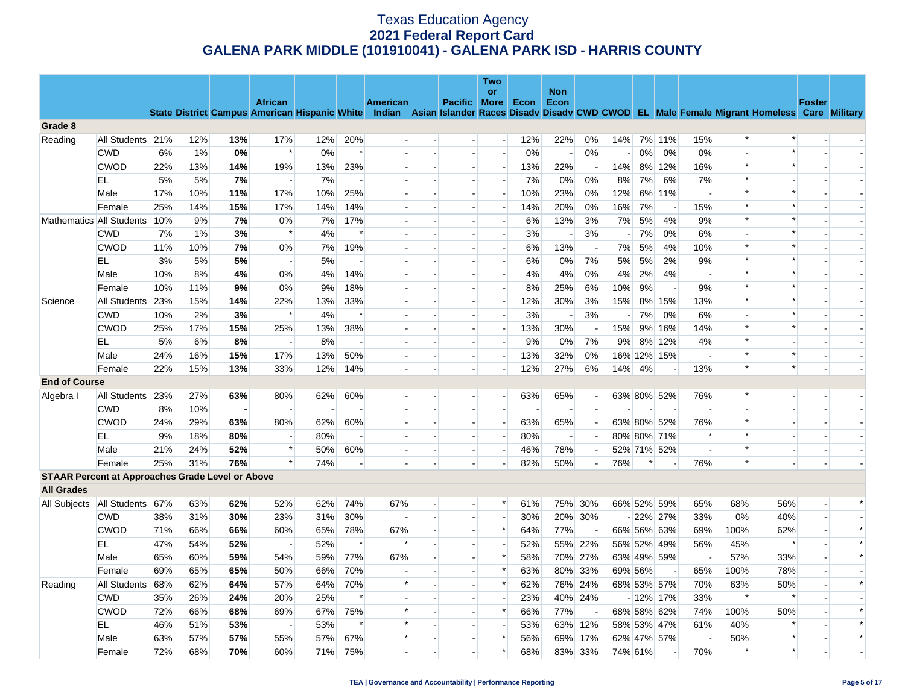# Texas Education Agency
## 2021 Federal Report Card
## GALENA PARK MIDDLE (101910041) - GALENA PARK ISD - HARRIS COUNTY

| | | State | District | Campus | African American | Hispanic | White | American Indian | Asian | Pacific Islander | Two or More Races | Econ Disadv | Non Econ Disadv | CWD | CWOD | EL | Male | Female | Migrant | Homeless | Foster Care | Military |
|---|---|---|---|---|---|---|---|---|---|---|---|---|---|---|---|---|---|---|---|---|---|---|
| **Grade 8** | | | | | | | | | | | | | | | | | | | | | | |
| Reading | All Students | 21% | 12% | **13%** | 17% | 12% | 20% | - | - | - | - | 12% | 22% | 0% | 14% | 7% | 11% | 15% | * | * | - | - |
| | CWD | 6% | 1% | **0%** | * | 0% | * | - | - | - | - | 0% | - | 0% | - | 0% | 0% | 0% | - | * | - | - |
| | CWOD | 22% | 13% | **14%** | 19% | 13% | 23% | - | - | - | - | 13% | 22% | - | 14% | 8% | 12% | 16% | * | * | - | - |
| | EL | 5% | 5% | **7%** | - | 7% | - | - | - | - | - | 7% | 0% | 0% | 8% | 7% | 6% | 7% | * | - | - | - |
| | Male | 17% | 10% | **11%** | 17% | 10% | 25% | - | - | - | - | 10% | 23% | 0% | 12% | 6% | 11% | - | * | * | - | - |
| | Female | 25% | 14% | **15%** | 17% | 14% | 14% | - | - | - | - | 14% | 20% | 0% | 16% | 7% | - | 15% | * | * | - | - |
| Mathematics | All Students | 10% | 9% | **7%** | 0% | 7% | 17% | - | - | - | - | 6% | 13% | 3% | 7% | 5% | 4% | 9% | * | * | - | - |
| | CWD | 7% | 1% | **3%** | * | 4% | * | - | - | - | - | 3% | - | 3% | - | 7% | 0% | 6% | - | * | - | - |
| | CWOD | 11% | 10% | **7%** | 0% | 7% | 19% | - | - | - | - | 6% | 13% | - | 7% | 5% | 4% | 10% | * | * | - | - |
| | EL | 3% | 5% | **5%** | - | 5% | - | - | - | - | - | 6% | 0% | 7% | 5% | 5% | 2% | 9% | * | * | - | - |
| | Male | 10% | 8% | **4%** | 0% | 4% | 14% | - | - | - | - | 4% | 4% | 0% | 4% | 2% | 4% | - | * | * | - | - |
| | Female | 10% | 11% | **9%** | 0% | 9% | 18% | - | - | - | - | 8% | 25% | 6% | 10% | 9% | - | 9% | * | * | - | - |
| Science | All Students | 23% | 15% | **14%** | 22% | 13% | 33% | - | - | - | - | 12% | 30% | 3% | 15% | 8% | 15% | 13% | * | * | - | - |
| | CWD | 10% | 2% | **3%** | * | 4% | * | - | - | - | - | 3% | - | 3% | - | 7% | 0% | 6% | - | * | - | - |
| | CWOD | 25% | 17% | **15%** | 25% | 13% | 38% | - | - | - | - | 13% | 30% | - | 15% | 9% | 16% | 14% | * | * | - | - |
| | EL | 5% | 6% | **8%** | - | 8% | - | - | - | - | - | 9% | 0% | 7% | 9% | 8% | 12% | 4% | * | - | - | - |
| | Male | 24% | 16% | **15%** | 17% | 13% | 50% | - | - | - | - | 13% | 32% | 0% | 16% | 12% | 15% | - | * | * | - | - |
| | Female | 22% | 15% | **13%** | 33% | 12% | 14% | - | - | - | - | 12% | 27% | 6% | 14% | 4% | - | 13% | * | * | - | - |
| **End of Course** | | | | | | | | | | | | | | | | | | | | | | |
| Algebra I | All Students | 23% | 27% | **63%** | 80% | 62% | 60% | - | - | - | - | 63% | 65% | - | 63% | 80% | 52% | 76% | * | - | - | - |
| | CWD | 8% | 10% | **-** | - | - | - | - | - | - | - | - | - | - | - | - | - | - | - | - | - | - |
| | CWOD | 24% | 29% | **63%** | 80% | 62% | 60% | - | - | - | - | 63% | 65% | - | 63% | 80% | 52% | 76% | * | - | - | - |
| | EL | 9% | 18% | **80%** | - | 80% | - | - | - | - | - | 80% | - | - | 80% | 80% | 71% | * | * | - | - | - |
| | Male | 21% | 24% | **52%** | * | 50% | 60% | - | - | - | - | 46% | 78% | - | 52% | 71% | 52% | - | * | - | - | - |
| | Female | 25% | 31% | **76%** | * | 74% | - | - | - | - | - | 82% | 50% | - | 76% | * | - | 76% | * | - | - | - |
| **STAAR Percent at Approaches Grade Level or Above** | | | | | | | | | | | | | | | | | | | | | | |
| **All Grades** | | | | | | | | | | | | | | | | | | | | | | |
| All Subjects | All Students | 67% | 63% | **62%** | 52% | 62% | 74% | 67% | - | - | * | 61% | 75% | 30% | 66% | 52% | 59% | 65% | 68% | 56% | - | * |
| | CWD | 38% | 31% | **30%** | 23% | 31% | 30% | - | - | - | - | 30% | 20% | 30% | - | 22% | 27% | 33% | 0% | 40% | - | - |
| | CWOD | 71% | 66% | **66%** | 60% | 65% | 78% | 67% | - | - | * | 64% | 77% | - | 66% | 56% | 63% | 69% | 100% | 62% | - | * |
| | EL | 47% | 54% | **52%** | - | 52% | * | * | - | - | - | 52% | 55% | 22% | 56% | 52% | 49% | 56% | 45% | * | - | * |
| | Male | 65% | 60% | **59%** | 54% | 59% | 77% | 67% | - | - | * | 58% | 70% | 27% | 63% | 49% | 59% | - | 57% | 33% | - | * |
| | Female | 69% | 65% | **65%** | 50% | 66% | 70% | - | - | - | * | 63% | 80% | 33% | 69% | 56% | - | 65% | 100% | 78% | - | - |
| Reading | All Students | 68% | 62% | **64%** | 57% | 64% | 70% | * | - | - | * | 62% | 76% | 24% | 68% | 53% | 57% | 70% | 63% | 50% | - | * |
| | CWD | 35% | 26% | **24%** | 20% | 25% | * | - | - | - | - | 23% | 40% | 24% | - | 12% | 17% | 33% | * | * | - | - |
| | CWOD | 72% | 66% | **68%** | 69% | 67% | 75% | * | - | - | * | 66% | 77% | - | 68% | 58% | 62% | 74% | 100% | 50% | - | * |
| | EL | 46% | 51% | **53%** | - | 53% | * | * | - | - | - | 53% | 63% | 12% | 58% | 53% | 47% | 61% | 40% | * | - | * |
| | Male | 63% | 57% | **57%** | 55% | 57% | 67% | * | - | - | * | 56% | 69% | 17% | 62% | 47% | 57% | - | 50% | * | - | * |
| | Female | 72% | 68% | **70%** | 60% | 71% | 75% | - | - | - | * | 68% | 83% | 33% | 74% | 61% | - | 70% | * | * | - | - |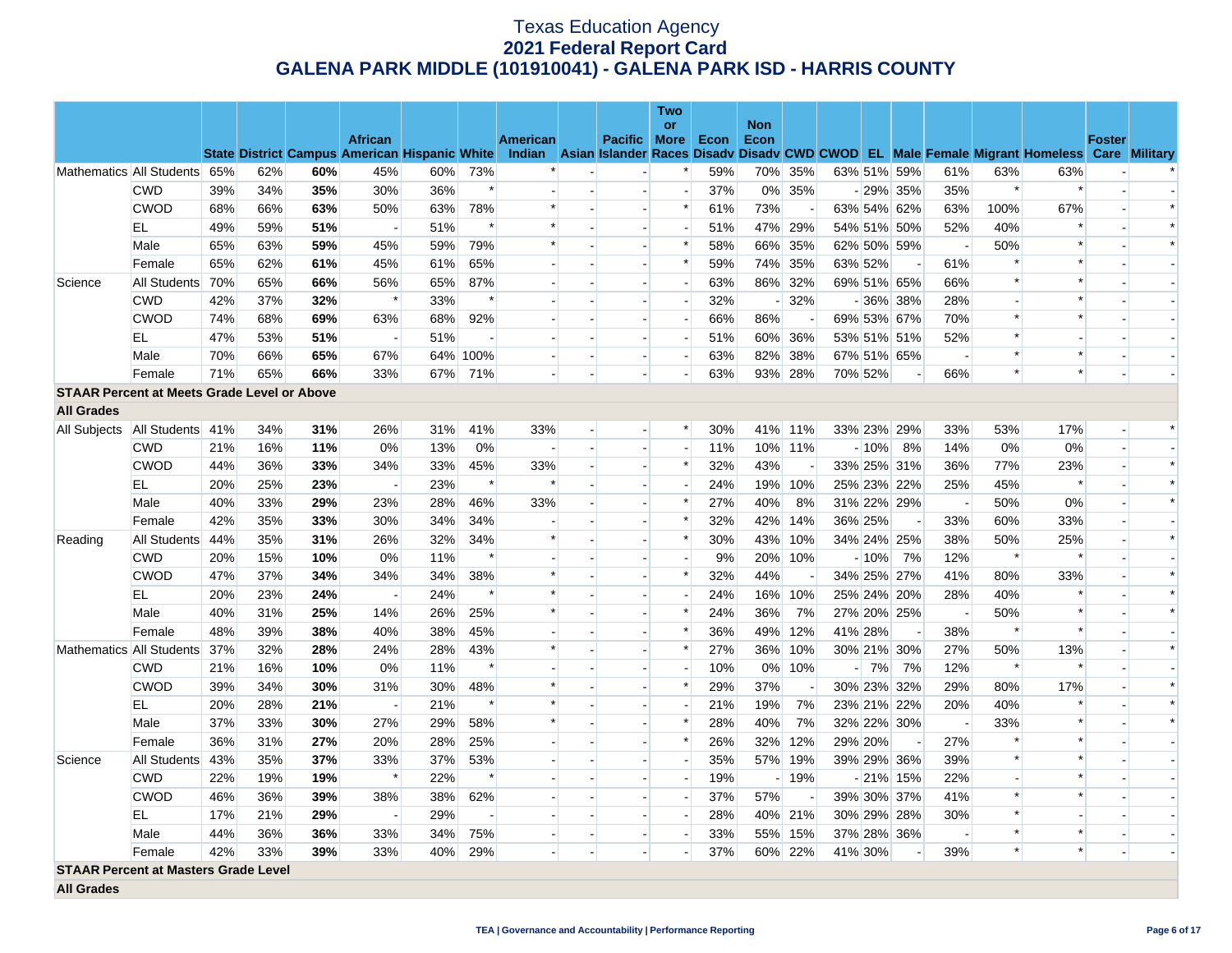# Texas Education Agency
## 2021 Federal Report Card
## GALENA PARK MIDDLE (101910041) - GALENA PARK ISD - HARRIS COUNTY

| | | State | District | Campus | African American | Hispanic | White | American Indian | Asian | Pacific Islander | Two or More Races | Econ Disadv | Non Econ Disadv | CWD | CWOD | EL | Male | Female | Migrant | Homeless | Foster Care | Military |
|---|---|---|---|---|---|---|---|---|---|---|---|---|---|---|---|---|---|---|---|---|---|---|
| Mathematics | All Students | 65% | 62% | **60%** | 45% | 60% | 73% | * | - | - | * | 59% | 70% | 35% | 63% | 51% | 59% | 61% | 63% | 63% | - | * |
| | CWD | 39% | 34% | **35%** | 30% | 36% | * | - | - | - | - | 37% | 0% | 35% | - | 29% | 35% | 35% | * | * | - | - |
| | CWOD | 68% | 66% | **63%** | 50% | 63% | 78% | * | - | - | * | 61% | 73% | - | 63% | 54% | 62% | 63% | 100% | 67% | - | * |
| | EL | 49% | 59% | **51%** | - | 51% | * | * | - | - | - | 51% | 47% | 29% | 54% | 51% | 50% | 52% | 40% | * | - | * |
| | Male | 65% | 63% | **59%** | 45% | 59% | 79% | * | - | - | * | 58% | 66% | 35% | 62% | 50% | 59% | - | 50% | * | - | * |
| | Female | 65% | 62% | **61%** | 45% | 61% | 65% | - | - | - | * | 59% | 74% | 35% | 63% | 52% | - | 61% | * | * | - | - |
| Science | All Students | 70% | 65% | **66%** | 56% | 65% | 87% | - | - | - | - | 63% | 86% | 32% | 69% | 51% | 65% | 66% | * | * | - | - |
| | CWD | 42% | 37% | **32%** | * | 33% | * | - | - | - | - | 32% | - | 32% | - | 36% | 38% | 28% | - | * | - | - |
| | CWOD | 74% | 68% | **69%** | 63% | 68% | 92% | - | - | - | - | 66% | 86% | - | 69% | 53% | 67% | 70% | * | * | - | - |
| | EL | 47% | 53% | **51%** | - | 51% | - | - | - | - | - | 51% | 60% | 36% | 53% | 51% | 51% | 52% | * | - | - | - |
| | Male | 70% | 66% | **65%** | 67% | 64% | 100% | - | - | - | - | 63% | 82% | 38% | 67% | 51% | 65% | - | * | * | - | - |
| | Female | 71% | 65% | **66%** | 33% | 67% | 71% | - | - | - | - | 63% | 93% | 28% | 70% | 52% | - | 66% | * | * | - | - |
| **STAAR Percent at Meets Grade Level or Above** | | | | | | | | | | | | | | | | | | | | | | |
| **All Grades** | | | | | | | | | | | | | | | | | | | | | | |
| All Subjects | All Students | 41% | 34% | **31%** | 26% | 31% | 41% | 33% | - | - | * | 30% | 41% | 11% | 33% | 23% | 29% | 33% | 53% | 17% | - | * |
| | CWD | 21% | 16% | **11%** | 0% | 13% | 0% | - | - | - | - | 11% | 10% | 11% | - | 10% | 8% | 14% | 0% | 0% | - | - |
| | CWOD | 44% | 36% | **33%** | 34% | 33% | 45% | 33% | - | - | * | 32% | 43% | - | 33% | 25% | 31% | 36% | 77% | 23% | - | * |
| | EL | 20% | 25% | **23%** | - | 23% | * | * | - | - | - | 24% | 19% | 10% | 25% | 23% | 22% | 25% | 45% | * | - | * |
| | Male | 40% | 33% | **29%** | 23% | 28% | 46% | 33% | - | - | * | 27% | 40% | 8% | 31% | 22% | 29% | - | 50% | 0% | - | * |
| | Female | 42% | 35% | **33%** | 30% | 34% | 34% | - | - | - | * | 32% | 42% | 14% | 36% | 25% | - | 33% | 60% | 33% | - | - |
| Reading | All Students | 44% | 35% | **31%** | 26% | 32% | 34% | * | - | - | * | 30% | 43% | 10% | 34% | 24% | 25% | 38% | 50% | 25% | - | * |
| | CWD | 20% | 15% | **10%** | 0% | 11% | * | - | - | - | - | 9% | 20% | 10% | - | 10% | 7% | 12% | * | * | - | - |
| | CWOD | 47% | 37% | **34%** | 34% | 34% | 38% | * | - | - | * | 32% | 44% | - | 34% | 25% | 27% | 41% | 80% | 33% | - | * |
| | EL | 20% | 23% | **24%** | - | 24% | * | * | - | - | - | 24% | 16% | 10% | 25% | 24% | 20% | 28% | 40% | * | - | * |
| | Male | 40% | 31% | **25%** | 14% | 26% | 25% | * | - | - | * | 24% | 36% | 7% | 27% | 20% | 25% | - | 50% | * | - | * |
| | Female | 48% | 39% | **38%** | 40% | 38% | 45% | - | - | - | * | 36% | 49% | 12% | 41% | 28% | - | 38% | * | * | - | - |
| Mathematics | All Students | 37% | 32% | **28%** | 24% | 28% | 43% | * | - | - | * | 27% | 36% | 10% | 30% | 21% | 30% | 27% | 50% | 13% | - | * |
| | CWD | 21% | 16% | **10%** | 0% | 11% | * | - | - | - | - | 10% | 0% | 10% | - | 7% | 7% | 12% | * | * | - | - |
| | CWOD | 39% | 34% | **30%** | 31% | 30% | 48% | * | - | - | * | 29% | 37% | - | 30% | 23% | 32% | 29% | 80% | 17% | - | * |
| | EL | 20% | 28% | **21%** | - | 21% | * | * | - | - | - | 21% | 19% | 7% | 23% | 21% | 22% | 20% | 40% | * | - | * |
| | Male | 37% | 33% | **30%** | 27% | 29% | 58% | * | - | - | * | 28% | 40% | 7% | 32% | 22% | 30% | - | 33% | * | - | * |
| | Female | 36% | 31% | **27%** | 20% | 28% | 25% | - | - | - | * | 26% | 32% | 12% | 29% | 20% | - | 27% | * | * | - | - |
| Science | All Students | 43% | 35% | **37%** | 33% | 37% | 53% | - | - | - | - | 35% | 57% | 19% | 39% | 29% | 36% | 39% | * | * | - | - |
| | CWD | 22% | 19% | **19%** | * | 22% | * | - | - | - | - | 19% | - | 19% | - | 21% | 15% | 22% | - | * | - | - |
| | CWOD | 46% | 36% | **39%** | 38% | 38% | 62% | - | - | - | - | 37% | 57% | - | 39% | 30% | 37% | 41% | * | * | - | - |
| | EL | 17% | 21% | **29%** | - | 29% | - | - | - | - | - | 28% | 40% | 21% | 30% | 29% | 28% | 30% | * | - | - | - |
| | Male | 44% | 36% | **36%** | 33% | 34% | 75% | - | - | - | - | 33% | 55% | 15% | 37% | 28% | 36% | - | * | * | - | - |
| | Female | 42% | 33% | **39%** | 33% | 40% | 29% | - | - | - | - | 37% | 60% | 22% | 41% | 30% | - | 39% | * | * | - | - |
| **STAAR Percent at Masters Grade Level** | | | | | | | | | | | | | | | | | | | | | | |
| **All Grades** | | | | | | | | | | | | | | | | | | | | | | |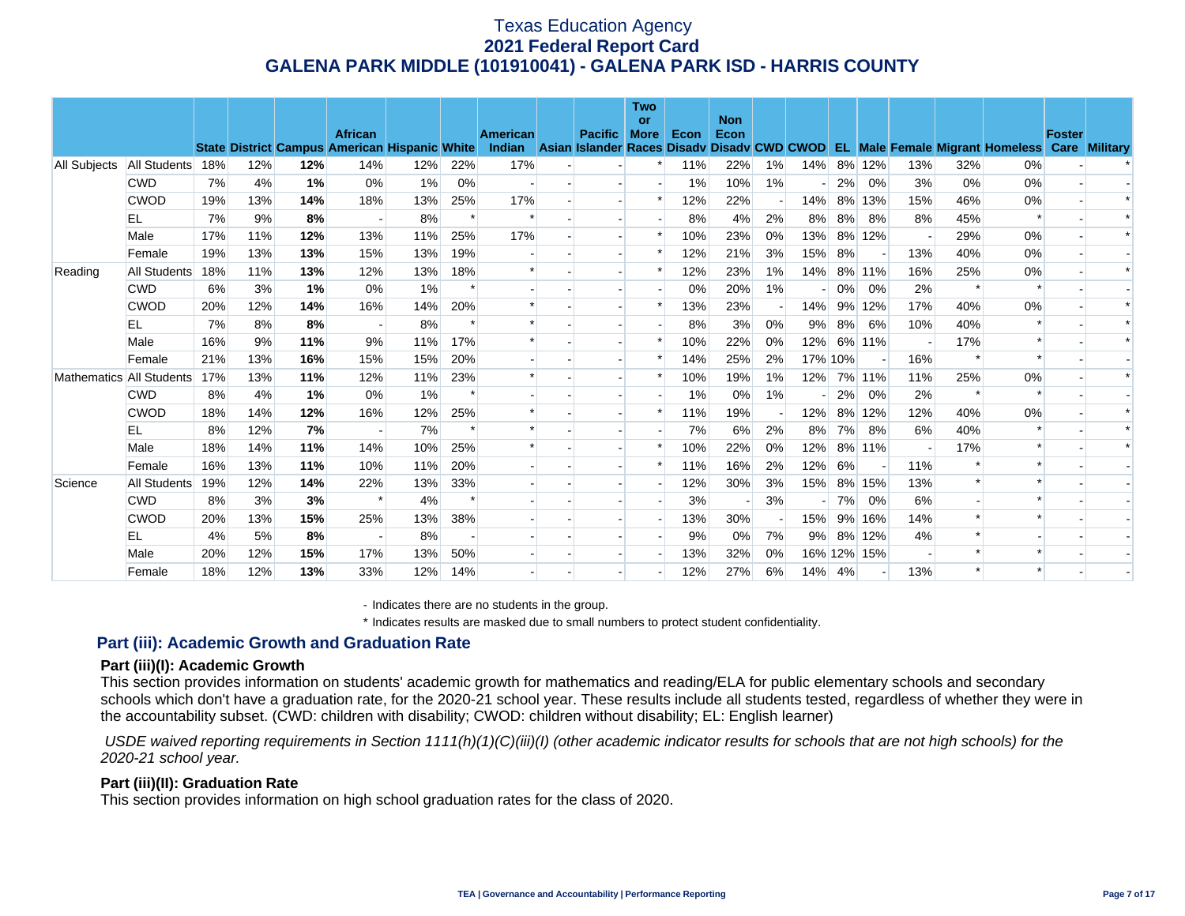# Texas Education Agency
## 2021 Federal Report Card
## GALENA PARK MIDDLE (101910041) - GALENA PARK ISD - HARRIS COUNTY

| | | State | District | Campus | African American | Hispanic | White | American Indian | Asian | Pacific Islander | Two or More Races | Econ Disadv | Non Econ Disadv | CWD | CWOD | EL | Male | Female | Migrant | Homeless | Foster Care | Military |
|---|---|---|---|---|---|---|---|---|---|---|---|---|---|---|---|---|---|---|---|---|---|---|
| All Subjects | All Students | 18% | 12% | **12%** | 14% | 12% | 22% | 17% | - | - | * | 11% | 22% | 1% | 14% | 8% | 12% | 13% | 32% | 0% | - | * |
| | CWD | 7% | 4% | **1%** | 0% | 1% | 0% | - | - | - | - | 1% | 10% | 1% | - | 2% | 0% | 3% | 0% | 0% | - | - |
| | CWOD | 19% | 13% | **14%** | 18% | 13% | 25% | 17% | - | - | * | 12% | 22% | - | 14% | 8% | 13% | 15% | 46% | 0% | - | * |
| | EL | 7% | 9% | **8%** | - | 8% | * | * | - | - | - | 8% | 4% | 2% | 8% | 8% | 8% | 8% | 45% | * | - | * |
| | Male | 17% | 11% | **12%** | 13% | 11% | 25% | 17% | - | - | * | 10% | 23% | 0% | 13% | 8% | 12% | - | 29% | 0% | - | * |
| | Female | 19% | 13% | **13%** | 15% | 13% | 19% | - | - | - | * | 12% | 21% | 3% | 15% | 8% | - | 13% | 40% | 0% | - | - |
| Reading | All Students | 18% | 11% | **13%** | 12% | 13% | 18% | * | - | - | * | 12% | 23% | 1% | 14% | 8% | 11% | 16% | 25% | 0% | - | * |
| | CWD | 6% | 3% | **1%** | 0% | 1% | * | - | - | - | - | 0% | 20% | 1% | - | 0% | 0% | 2% | * | * | - | - |
| | CWOD | 20% | 12% | **14%** | 16% | 14% | 20% | * | - | - | * | 13% | 23% | - | 14% | 9% | 12% | 17% | 40% | 0% | - | * |
| | EL | 7% | 8% | **8%** | - | 8% | * | * | - | - | - | 8% | 3% | 0% | 9% | 8% | 6% | 10% | 40% | * | - | * |
| | Male | 16% | 9% | **11%** | 9% | 11% | 17% | * | - | - | * | 10% | 22% | 0% | 12% | 6% | 11% | - | 17% | * | - | * |
| | Female | 21% | 13% | **16%** | 15% | 15% | 20% | - | - | - | * | 14% | 25% | 2% | 17% | 10% | - | 16% | * | * | - | - |
| Mathematics | All Students | 17% | 13% | **11%** | 12% | 11% | 23% | * | - | - | * | 10% | 19% | 1% | 12% | 7% | 11% | 11% | 25% | 0% | - | * |
| | CWD | 8% | 4% | **1%** | 0% | 1% | * | - | - | - | - | 1% | 0% | 1% | - | 2% | 0% | 2% | * | * | - | - |
| | CWOD | 18% | 14% | **12%** | 16% | 12% | 25% | * | - | - | * | 11% | 19% | - | 12% | 8% | 12% | 12% | 40% | 0% | - | * |
| | EL | 8% | 12% | **7%** | - | 7% | * | * | - | - | - | 7% | 6% | 2% | 8% | 7% | 8% | 6% | 40% | * | - | * |
| | Male | 18% | 14% | **11%** | 14% | 10% | 25% | * | - | - | * | 10% | 22% | 0% | 12% | 8% | 11% | - | 17% | * | - | * |
| | Female | 16% | 13% | **11%** | 10% | 11% | 20% | - | - | - | * | 11% | 16% | 2% | 12% | 6% | - | 11% | * | * | - | - |
| Science | All Students | 19% | 12% | **14%** | 22% | 13% | 33% | - | - | - | - | 12% | 30% | 3% | 15% | 8% | 15% | 13% | * | * | - | - |
| | CWD | 8% | 3% | **3%** | * | 4% | * | - | - | - | - | 3% | - | 3% | - | 7% | 0% | 6% | - | * | - | - |
| | CWOD | 20% | 13% | **15%** | 25% | 13% | 38% | - | - | - | - | 13% | 30% | - | 15% | 9% | 16% | 14% | * | * | - | - |
| | EL | 4% | 5% | **8%** | - | 8% | - | - | - | - | - | 9% | 0% | 7% | 9% | 8% | 12% | 4% | * | - | - | - |
| | Male | 20% | 12% | **15%** | 17% | 13% | 50% | - | - | - | - | 13% | 32% | 0% | 16% | 12% | 15% | - | * | * | - | - |
| | Female | 18% | 12% | **13%** | 33% | 12% | 14% | - | - | - | - | 12% | 27% | 6% | 14% | 4% | - | 13% | * | * | - | - |

- Indicates there are no students in the group.

\* Indicates results are masked due to small numbers to protect student confidentiality.

## Part (iii): Academic Growth and Graduation Rate

### Part (iii)(I): Academic Growth

This section provides information on students' academic growth for mathematics and reading/ELA for public elementary schools and secondary schools which don't have a graduation rate, for the 2020-21 school year. These results include all students tested, regardless of whether they were in the accountability subset. (CWD: children with disability; CWOD: children without disability; EL: English learner)

*USDE waived reporting requirements in Section 1111(h)(1)(C)(iii)(I) (other academic indicator results for schools that are not high schools) for the 2020-21 school year.*

### Part (iii)(II): Graduation Rate

This section provides information on high school graduation rates for the class of 2020.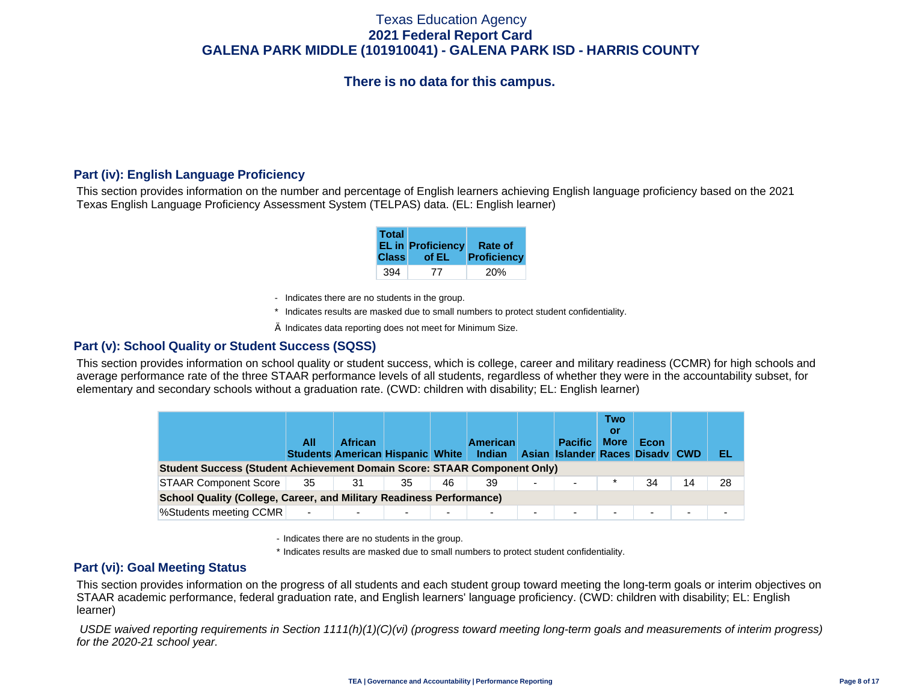There is no data for this campus.

## Part (iv): English Language Proficiency

This section provides information on the number and percentage of English learners achieving English language proficiency based on the 2021 Texas English Language Proficiency Assessment System (TELPAS) data. (EL: English learner)

| Total EL in Class | Proficiency of EL | Rate of Proficiency |
|---|---|---|
| 394 | 77 | 20% |

- Indicates there are no students in the group.

* Indicates results are masked due to small numbers to protect student confidentiality.

Ä Indicates data reporting does not meet for Minimum Size.

## Part (v): School Quality or Student Success (SQSS)

This section provides information on school quality or student success, which is college, career and military readiness (CCMR) for high schools and average performance rate of the three STAAR performance levels of all students, regardless of whether they were in the accountability subset, for elementary and secondary schools without a graduation rate. (CWD: children with disability; EL: English learner)

| | All Students | African American | Hispanic | White | American Indian | Asian | Pacific Islander | Two or More Races | Econ Disadv | CWD | EL |
|---|---|---|---|---|---|---|---|---|---|---|---|
| **Student Success (Student Achievement Domain Score: STAAR Component Only)** | | | | | | | | | | | |
| STAAR Component Score | 35 | 31 | 35 | 46 | 39 | - | - | * | 34 | 14 | 28 |
| **School Quality (College, Career, and Military Readiness Performance)** | | | | | | | | | | | |
| %Students meeting CCMR | - | - | - | - | - | - | - | - | - | - | - |

- Indicates there are no students in the group.

* Indicates results are masked due to small numbers to protect student confidentiality.

## Part (vi): Goal Meeting Status

This section provides information on the progress of all students and each student group toward meeting the long-term goals or interim objectives on STAAR academic performance, federal graduation rate, and English learners' language proficiency. (CWD: children with disability; EL: English learner)

*USDE waived reporting requirements in Section 1111(h)(1)(C)(vi) (progress toward meeting long-term goals and measurements of interim progress) for the 2020-21 school year.*